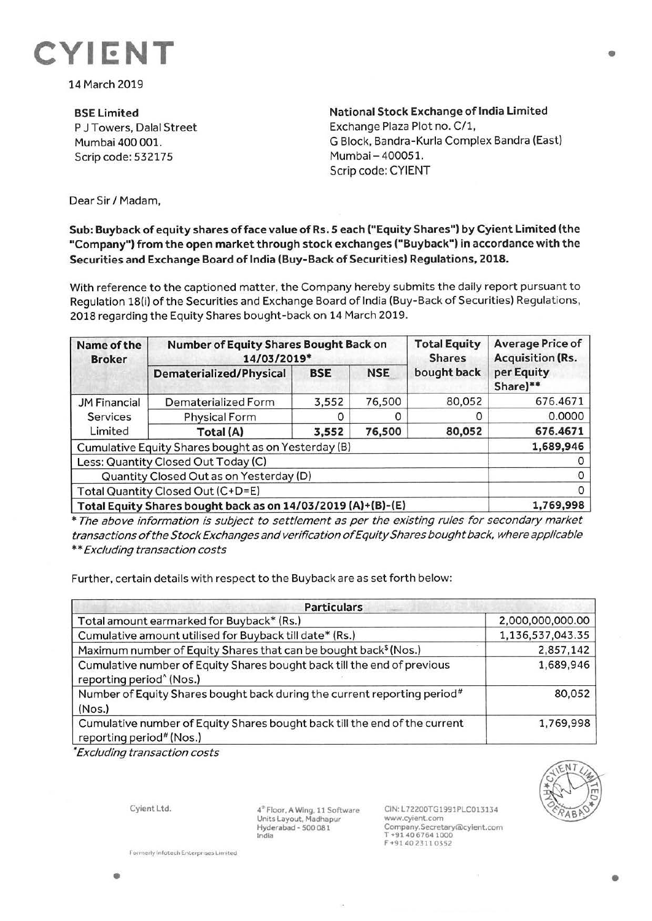# CYIENT

14 March 2019

**BSE Limited**
P J Towers, Dalal Street
Mumbai 400 001.
Scrip code: 532175

**National Stock Exchange of India Limited**
Exchange Plaza Plot no. C/1,
G Block, Bandra-Kurla Complex Bandra (East)
Mumbai – 400051.
Scrip code: CYIENT

Dear Sir / Madam,

**Sub: Buyback of equity shares of face value of Rs. 5 each ("Equity Shares") by Cyient Limited (the "Company") from the open market through stock exchanges ("Buyback") in accordance with the Securities and Exchange Board of India (Buy-Back of Securities) Regulations, 2018.**

With reference to the captioned matter, the Company hereby submits the daily report pursuant to Regulation 18(i) of the Securities and Exchange Board of India (Buy-Back of Securities) Regulations, 2018 regarding the Equity Shares bought-back on 14 March 2019.

| Name of the Broker | Number of Equity Shares Bought Back on 14/03/2019* | | | Total Equity Shares bought back | Average Price of Acquisition (Rs. per Equity Share)** |
|---|---|---|---|---|---|
| | Dematerialized/Physical | BSE | NSE | | |
| JM Financial Services Limited | Dematerialized Form | 3,552 | 76,500 | 80,052 | 676.4671 |
| | Physical Form | 0 | 0 | 0 | 0.0000 |
| | **Total (A)** | **3,552** | **76,500** | **80,052** | **676.4671** |
| Cumulative Equity Shares bought as on Yesterday (B) | | | | | **1,689,946** |
| Less: Quantity Closed Out Today (C) | | | | | 0 |
| Quantity Closed Out as on Yesterday (D) | | | | | 0 |
| Total Quantity Closed Out (C+D=E) | | | | | 0 |
| **Total Equity Shares bought back as on 14/03/2019 (A)+(B)-(E)** | | | | | **1,769,998** |

*\* The above information is subject to settlement as per the existing rules for secondary market transactions of the Stock Exchanges and verification of Equity Shares bought back, where applicable*
*\*\* Excluding transaction costs*

Further, certain details with respect to the Buyback are as set forth below:

| Particulars | |
|---|---|
| Total amount earmarked for Buyback* (Rs.) | 2,000,000,000.00 |
| Cumulative amount utilised for Buyback till date* (Rs.) | 1,136,537,043.35 |
| Maximum number of Equity Shares that can be bought back$ (Nos.) | 2,857,142 |
| Cumulative number of Equity Shares bought back till the end of previous reporting period^ (Nos.) | 1,689,946 |
| Number of Equity Shares bought back during the current reporting period# (Nos.) | 80,052 |
| Cumulative number of Equity Shares bought back till the end of the current reporting period# (Nos.) | 1,769,998 |

*\*Excluding transaction costs*

Cyient Ltd.

4th Floor, A Wing, 11 Software Units Layout, Madhapur
Hyderabad - 500 081
India

CIN: L72200TG1991PLC013134
www.cyient.com
Company.Secretary@cyient.com
T +91 40 6764 1000
F +91 40 2311 0352

Formerly Infotech Enterprises Limited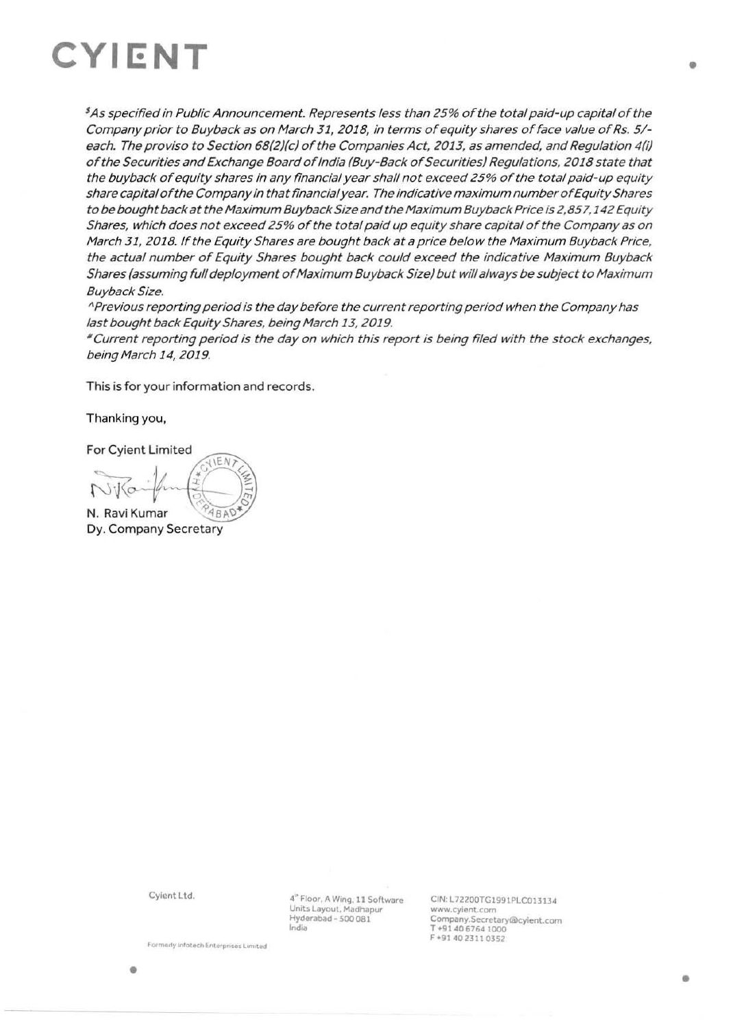# CYIENT

*$As specified in Public Announcement. Represents less than 25% of the total paid-up capital of the Company prior to Buyback as on March 31, 2018, in terms of equity shares of face value of Rs. 5/- each. The proviso to Section 68(2)(c) of the Companies Act, 2013, as amended, and Regulation 4(i) of the Securities and Exchange Board of India (Buy-Back of Securities) Regulations, 2018 state that the buyback of equity shares in any financial year shall not exceed 25% of the total paid-up equity share capital of the Company in that financial year. The indicative maximum number of Equity Shares to be bought back at the Maximum Buyback Size and the Maximum Buyback Price is 2,857,142 Equity Shares, which does not exceed 25% of the total paid up equity share capital of the Company as on March 31, 2018. If the Equity Shares are bought back at a price below the Maximum Buyback Price, the actual number of Equity Shares bought back could exceed the indicative Maximum Buyback Shares (assuming full deployment of Maximum Buyback Size) but will always be subject to Maximum Buyback Size.*

*^Previous reporting period is the day before the current reporting period when the Company has last bought back Equity Shares, being March 13, 2019.*

*#Current reporting period is the day on which this report is being filed with the stock exchanges, being March 14, 2019.*

This is for your information and records.

Thanking you,

For Cyient Limited

N. Ravi Kumar
Dy. Company Secretary

Cyient Ltd.

Formerly Infotech Enterprises Limited

4th Floor, A Wing, 11 Software Units Layout, Madhapur
Hyderabad - 500 081
India

CIN: L72200TG1991PLC013134
www.cyient.com
Company.Secretary@cyient.com
T +91 40 6764 1000
F +91 40 2311 0352